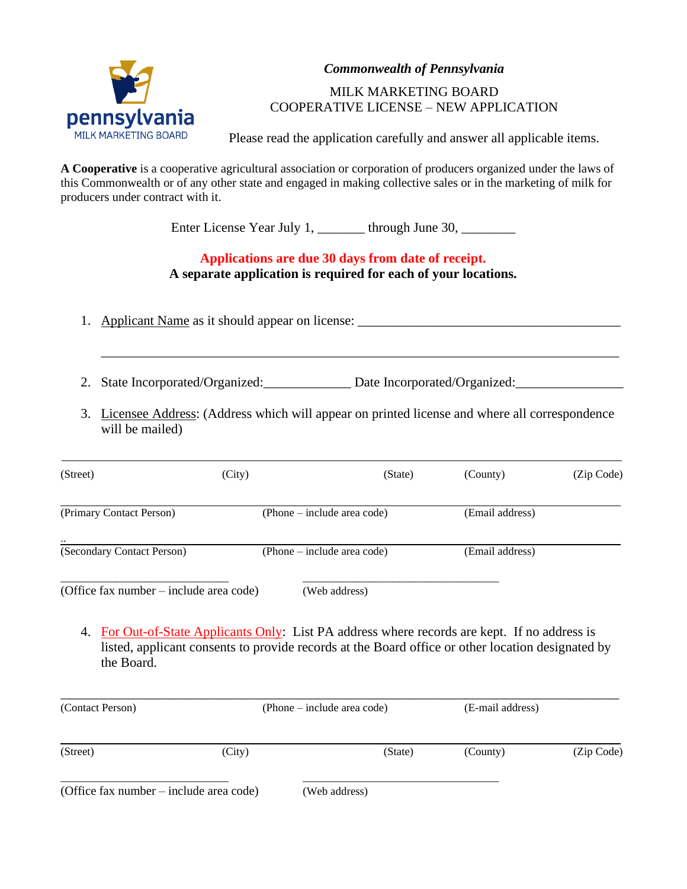pennsylvania
MILK MARKETING BOARD

***Commonwealth of Pennsylvania***

MILK MARKETING BOARD
COOPERATIVE LICENSE – NEW APPLICATION

Please read the application carefully and answer all applicable items.

**A Cooperative** is a cooperative agricultural association or corporation of producers organized under the laws of this Commonwealth or of any other state and engaged in making collective sales or in the marketing of milk for producers under contract with it.

Enter License Year July 1, _______ through June 30, ________

**Applications are due 30 days from date of receipt.**
**A separate application is required for each of your locations.**

1. Applicant Name as it should appear on license: _______________________________________

   _______________________________________________________________________

2. State Incorporated/Organized:_____________ Date Incorporated/Organized:________________

3. Licensee Address: (Address which will appear on printed license and where all correspondence will be mailed)

_______________________________________________________________________

(Street) (City) (State) (County) (Zip Code)

_______________________________________________________________________

(Primary Contact Person) (Phone – include area code) (Email address)

_______________________________________________________________________

(Secondary Contact Person) (Phone – include area code) (Email address)

____________________________ ________________________________

(Office fax number – include area code) (Web address)

4. For Out-of-State Applicants Only: List PA address where records are kept. If no address is listed, applicant consents to provide records at the Board office or other location designated by the Board.

_______________________________________________________________________

(Contact Person) (Phone – include area code) (E-mail address)

_______________________________________________________________________

(Street) (City) (State) (County) (Zip Code)

____________________________ ________________________________

(Office fax number – include area code) (Web address)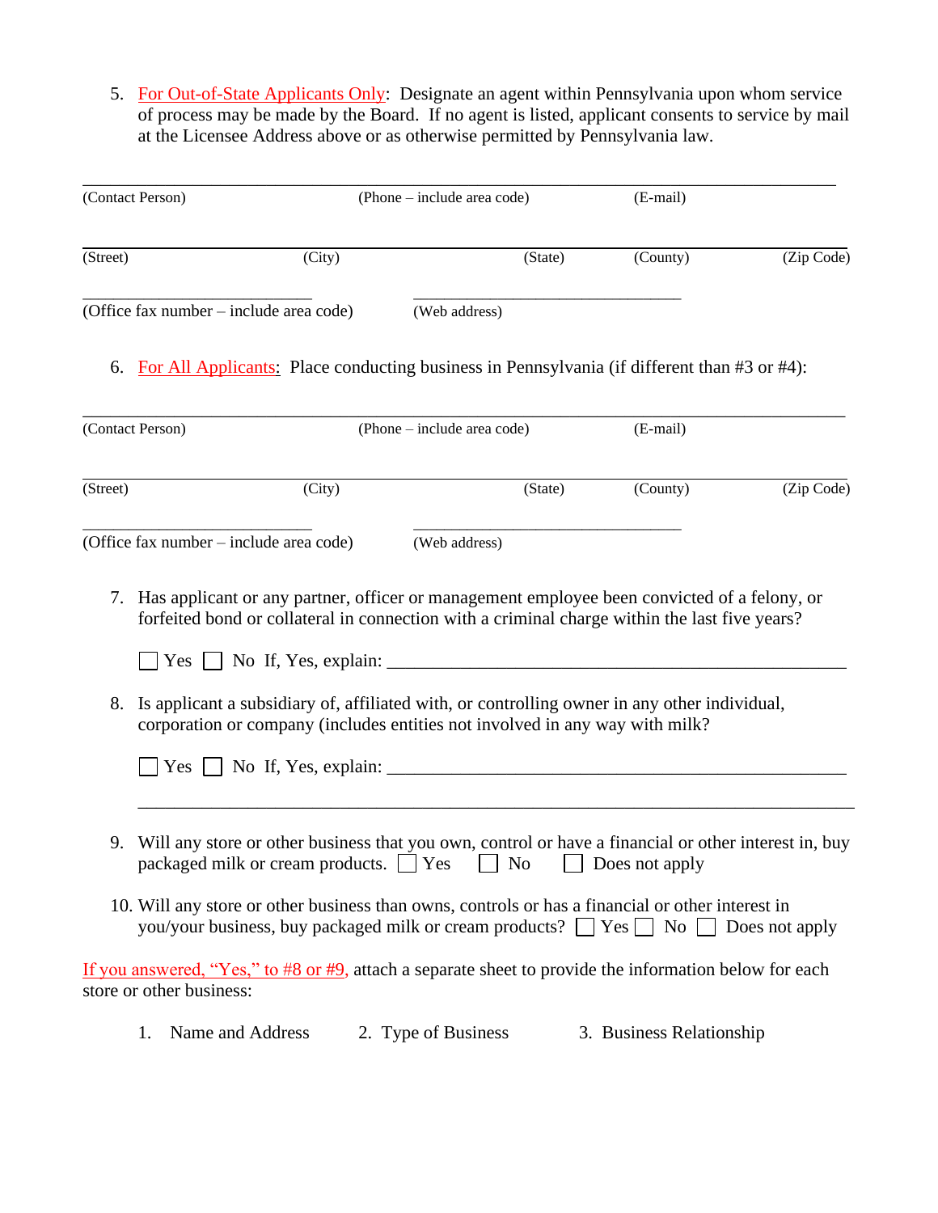5. For Out-of-State Applicants Only: Designate an agent within Pennsylvania upon whom service of process may be made by the Board. If no agent is listed, applicant consents to service by mail at the Licensee Address above or as otherwise permitted by Pennsylvania law.

______________________________________________________________________________
(Contact Person) (Phone – include area code) (E-mail)

______________________________________________________________________________
(Street) (City) (State) (County) (Zip Code)

___________________________ ________________________________
(Office fax number – include area code) (Web address)

6. For All Applicants: Place conducting business in Pennsylvania (if different than #3 or #4):

______________________________________________________________________________
(Contact Person) (Phone – include area code) (E-mail)

______________________________________________________________________________
(Street) (City) (State) (County) (Zip Code)

___________________________ ________________________________
(Office fax number – include area code) (Web address)

7. Has applicant or any partner, officer or management employee been convicted of a felony, or forfeited bond or collateral in connection with a criminal charge within the last five years?

   ☐ Yes ☐ No If, Yes, explain: ____________________________________________________

8. Is applicant a subsidiary of, affiliated with, or controlling owner in any other individual, corporation or company (includes entities not involved in any way with milk?

   ☐ Yes ☐ No If, Yes, explain: ____________________________________________________

   ______________________________________________________________________________

9. Will any store or other business that you own, control or have a financial or other interest in, buy packaged milk or cream products. ☐ Yes ☐ No ☐ Does not apply

10. Will any store or other business than owns, controls or has a financial or other interest in you/your business, buy packaged milk or cream products? ☐ Yes ☐ No ☐ Does not apply

If you answered, "Yes," to #8 or #9, attach a separate sheet to provide the information below for each store or other business:

1. Name and Address 2. Type of Business 3. Business Relationship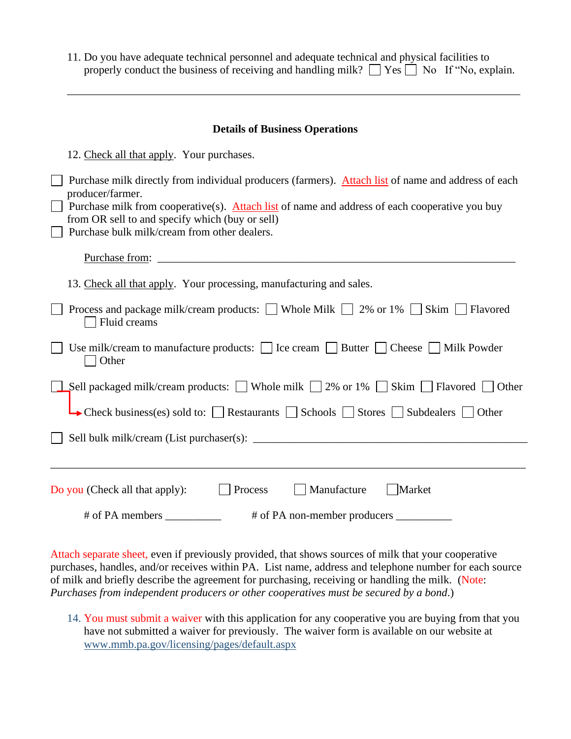11. Do you have adequate technical personnel and adequate technical and physical facilities to properly conduct the business of receiving and handling milk? ☐ Yes ☐ No If "No, explain.

_______________________________________________________________________________

**Details of Business Operations**

12. Check all that apply. Your purchases.

☐ Purchase milk directly from individual producers (farmers). Attach list of name and address of each producer/farmer.

☐ Purchase milk from cooperative(s). Attach list of name and address of each cooperative you buy from OR sell to and specify which (buy or sell)

☐ Purchase bulk milk/cream from other dealers.

Purchase from: _______________________________________________________________

13. Check all that apply. Your processing, manufacturing and sales.

☐ Process and package milk/cream products: ☐ Whole Milk ☐ 2% or 1% ☐ Skim ☐ Flavored ☐ Fluid creams

☐ Use milk/cream to manufacture products: ☐ Ice cream ☐ Butter ☐ Cheese ☐ Milk Powder ☐ Other

☐ Sell packaged milk/cream products: ☐ Whole milk ☐ 2% or 1% ☐ Skim ☐ Flavored ☐ Other

→ Check business(es) sold to: ☐ Restaurants ☐ Schools ☐ Stores ☐ Subdealers ☐ Other

☐ Sell bulk milk/cream (List purchaser(s): ____________________________________________

_______________________________________________________________________________

Do you (Check all that apply): ☐ Process ☐ Manufacture ☐ Market

# of PA members __________ # of PA non-member producers __________

Attach separate sheet, even if previously provided, that shows sources of milk that your cooperative purchases, handles, and/or receives within PA. List name, address and telephone number for each source of milk and briefly describe the agreement for purchasing, receiving or handling the milk. (Note: *Purchases from independent producers or other cooperatives must be secured by a bond*.)

14. You must submit a waiver with this application for any cooperative you are buying from that you have not submitted a waiver for previously. The waiver form is available on our website at www.mmb.pa.gov/licensing/pages/default.aspx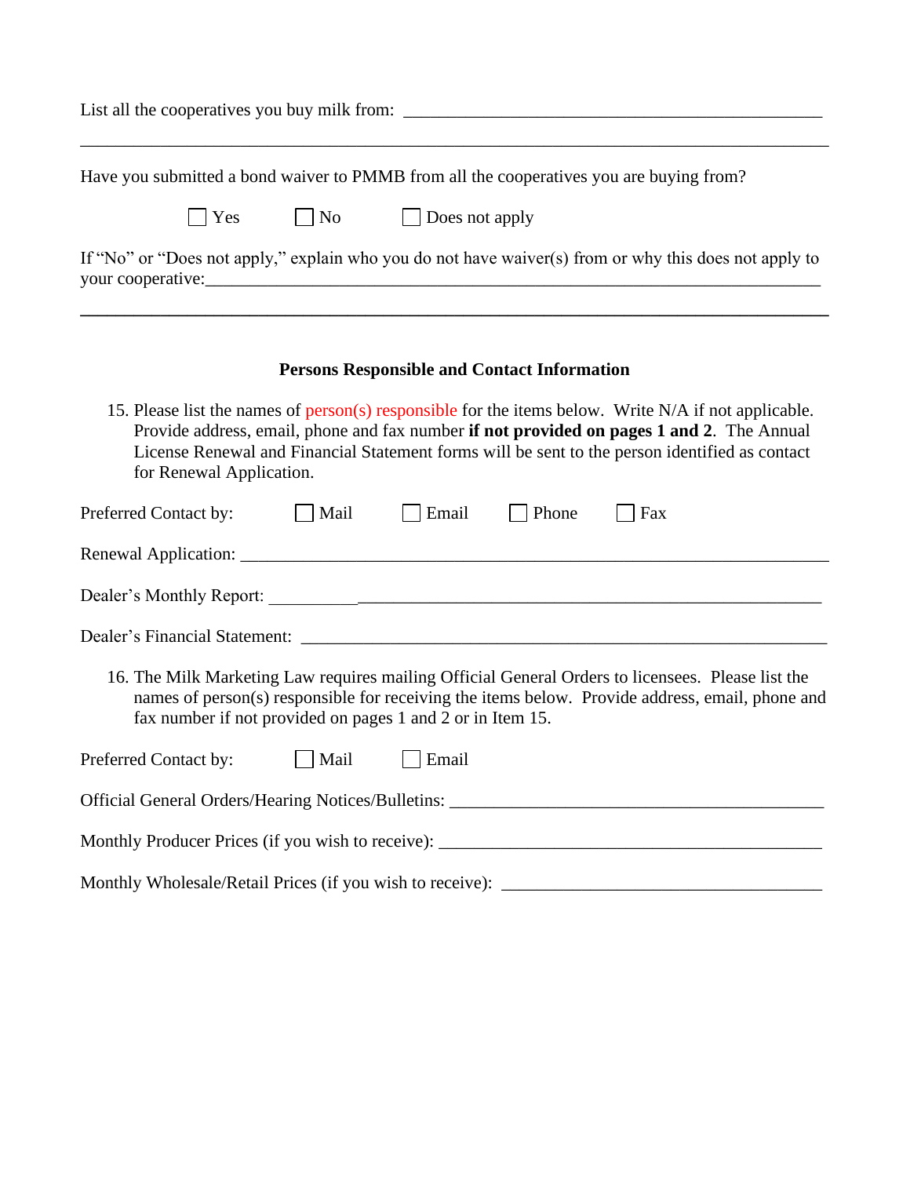List all the cooperatives you buy milk from: ______________________________________________

_____________________________________________________________________________

Have you submitted a bond waiver to PMMB from all the cooperatives you are buying from?

☐ Yes ☐ No ☐ Does not apply

If "No" or "Does not apply," explain who you do not have waiver(s) from or why this does not apply to your cooperative:___________________________________________________________________

_____________________________________________________________________________

### Persons Responsible and Contact Information

15. Please list the names of person(s) responsible for the items below. Write N/A if not applicable. Provide address, email, phone and fax number **if not provided on pages 1 and 2**. The Annual License Renewal and Financial Statement forms will be sent to the person identified as contact for Renewal Application.

Preferred Contact by: ☐ Mail ☐ Email ☐ Phone ☐ Fax

Renewal Application: _________________________________________________________________

Dealer's Monthly Report: ______________________________________________________________

Dealer's Financial Statement: __________________________________________________________

16. The Milk Marketing Law requires mailing Official General Orders to licensees. Please list the names of person(s) responsible for receiving the items below. Provide address, email, phone and fax number if not provided on pages 1 and 2 or in Item 15.

Preferred Contact by: ☐ Mail ☐ Email

Official General Orders/Hearing Notices/Bulletins: ________________________________________

Monthly Producer Prices (if you wish to receive): _________________________________________

Monthly Wholesale/Retail Prices (if you wish to receive): ___________________________________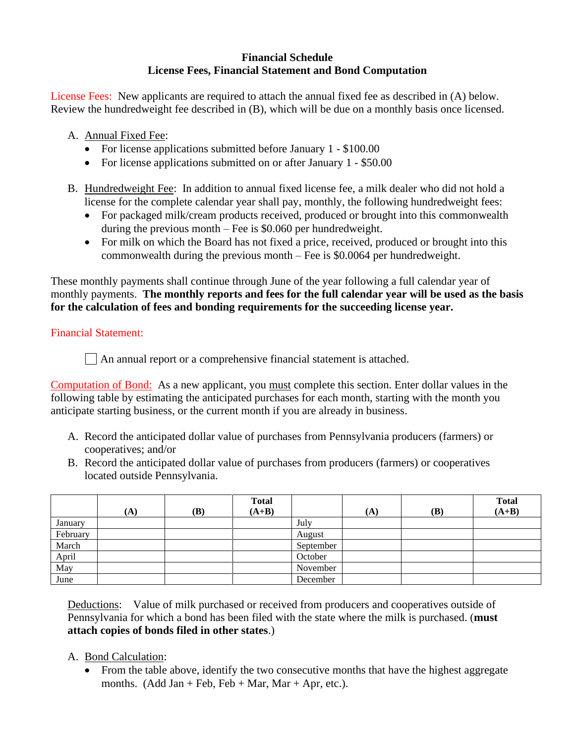**Financial Schedule**
**License Fees, Financial Statement and Bond Computation**

License Fees: New applicants are required to attach the annual fixed fee as described in (A) below. Review the hundredweight fee described in (B), which will be due on a monthly basis once licensed.

A. Annual Fixed Fee:
   - For license applications submitted before January 1 - $100.00
   - For license applications submitted on or after January 1 - $50.00

B. Hundredweight Fee: In addition to annual fixed license fee, a milk dealer who did not hold a license for the complete calendar year shall pay, monthly, the following hundredweight fees:
   - For packaged milk/cream products received, produced or brought into this commonwealth during the previous month – Fee is $0.060 per hundredweight.
   - For milk on which the Board has not fixed a price, received, produced or brought into this commonwealth during the previous month – Fee is $0.0064 per hundredweight.

These monthly payments shall continue through June of the year following a full calendar year of monthly payments. **The monthly reports and fees for the full calendar year will be used as the basis for the calculation of fees and bonding requirements for the succeeding license year.**

Financial Statement:

☐ An annual report or a comprehensive financial statement is attached.

Computation of Bond: As a new applicant, you must complete this section. Enter dollar values in the following table by estimating the anticipated purchases for each month, starting with the month you anticipate starting business, or the current month if you are already in business.

A. Record the anticipated dollar value of purchases from Pennsylvania producers (farmers) or cooperatives; and/or
B. Record the anticipated dollar value of purchases from producers (farmers) or cooperatives located outside Pennsylvania.

| | (A) | (B) | Total (A+B) | | (A) | (B) | Total (A+B) |
|---|---|---|---|---|---|---|---|
| January | | | | July | | | |
| February | | | | August | | | |
| March | | | | September | | | |
| April | | | | October | | | |
| May | | | | November | | | |
| June | | | | December | | | |

Deductions: Value of milk purchased or received from producers and cooperatives outside of Pennsylvania for which a bond has been filed with the state where the milk is purchased. (**must attach copies of bonds filed in other states**.)

A. Bond Calculation:
   - From the table above, identify the two consecutive months that have the highest aggregate months. (Add Jan + Feb, Feb + Mar, Mar + Apr, etc.).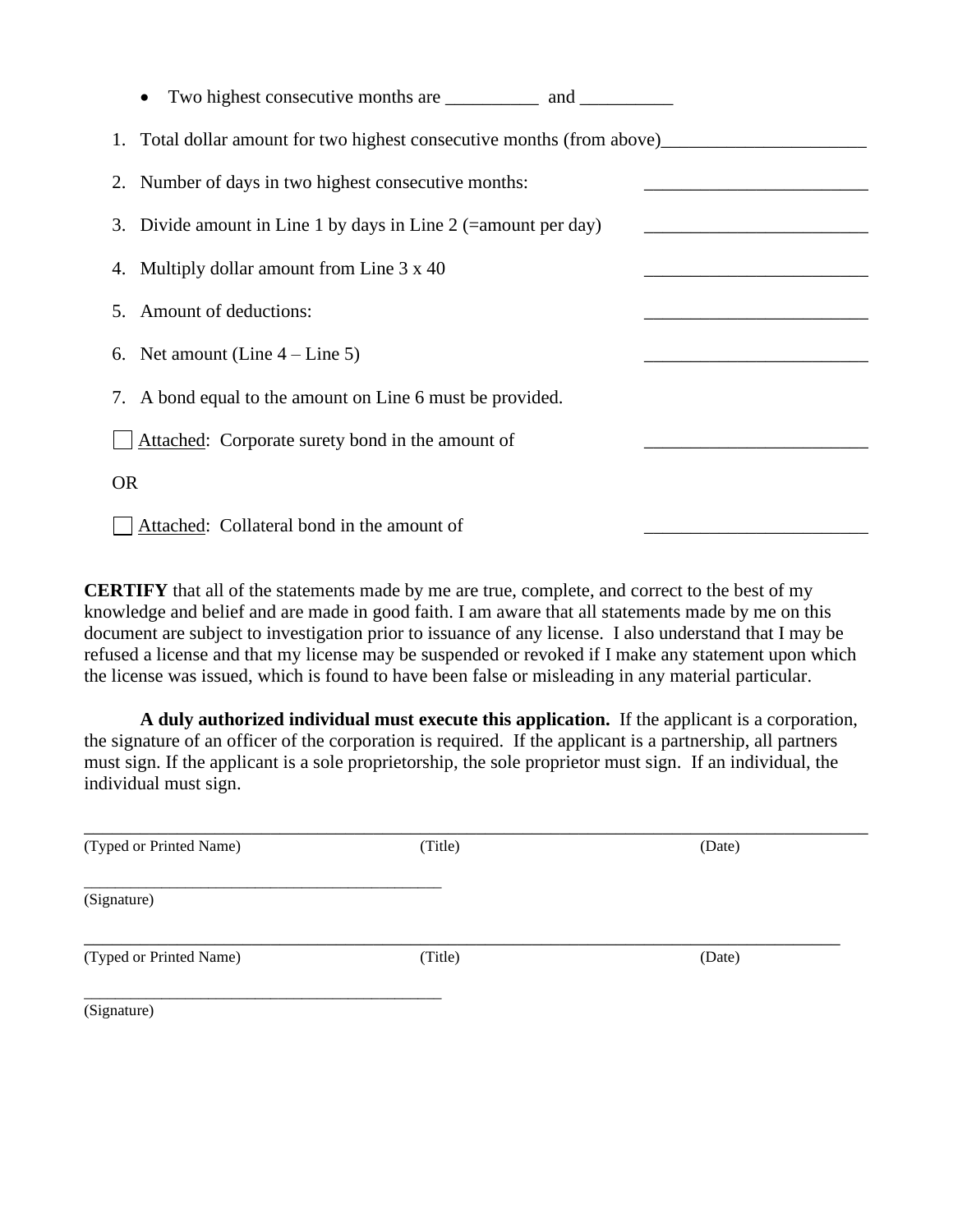- Two highest consecutive months are __________ and __________

1. Total dollar amount for two highest consecutive months (from above)______________________
2. Number of days in two highest consecutive months: ________________________
3. Divide amount in Line 1 by days in Line 2 (=amount per day) ________________________
4. Multiply dollar amount from Line 3 x 40 ________________________
5. Amount of deductions: ________________________
6. Net amount (Line 4 – Line 5) ________________________
7. A bond equal to the amount on Line 6 must be provided.

☐ Attached: Corporate surety bond in the amount of ________________________

OR

☐ Attached: Collateral bond in the amount of ________________________

**CERTIFY** that all of the statements made by me are true, complete, and correct to the best of my knowledge and belief and are made in good faith. I am aware that all statements made by me on this document are subject to investigation prior to issuance of any license. I also understand that I may be refused a license and that my license may be suspended or revoked if I make any statement upon which the license was issued, which is found to have been false or misleading in any material particular.

**A duly authorized individual must execute this application.** If the applicant is a corporation, the signature of an officer of the corporation is required. If the applicant is a partnership, all partners must sign. If the applicant is a sole proprietorship, the sole proprietor must sign. If an individual, the individual must sign.

______________________________________________________________________________

(Typed or Printed Name) (Title) (Date)

____________________________________________

(Signature)

______________________________________________________________________________

(Typed or Printed Name) (Title) (Date)

____________________________________________

(Signature)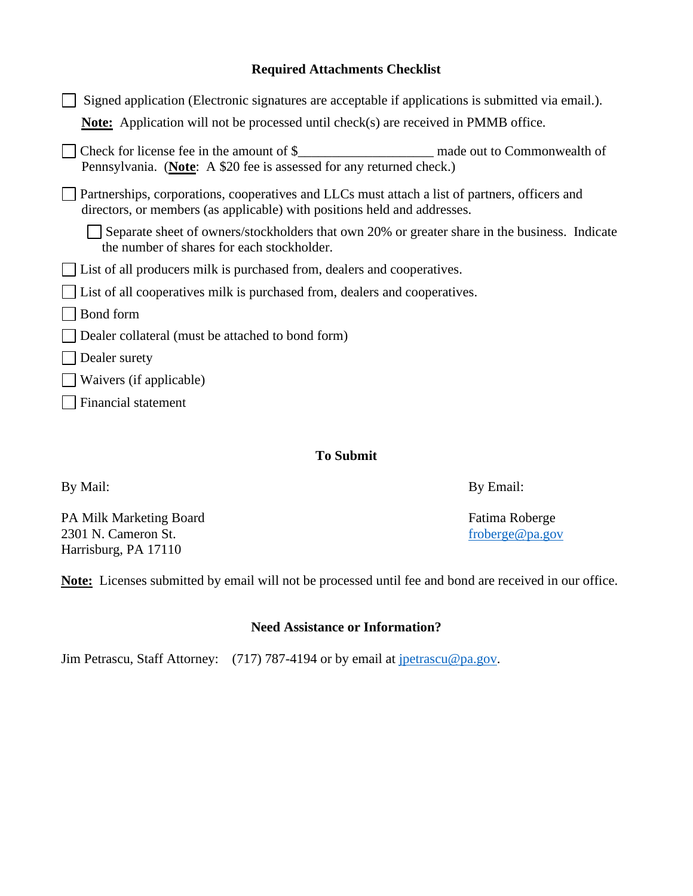## Required Attachments Checklist

- ☐ Signed application (Electronic signatures are acceptable if applications is submitted via email.).

  **Note:** Application will not be processed until check(s) are received in PMMB office.

- ☐ Check for license fee in the amount of $____________________ made out to Commonwealth of Pennsylvania. (**Note**: A $20 fee is assessed for any returned check.)

- ☐ Partnerships, corporations, cooperatives and LLCs must attach a list of partners, officers and directors, or members (as applicable) with positions held and addresses.

  - ☐ Separate sheet of owners/stockholders that own 20% or greater share in the business. Indicate the number of shares for each stockholder.

- ☐ List of all producers milk is purchased from, dealers and cooperatives.
- ☐ List of all cooperatives milk is purchased from, dealers and cooperatives.
- ☐ Bond form
- ☐ Dealer collateral (must be attached to bond form)
- ☐ Dealer surety
- ☐ Waivers (if applicable)
- ☐ Financial statement

## To Submit

By Mail:

PA Milk Marketing Board
2301 N. Cameron St.
Harrisburg, PA 17110

By Email:

Fatima Roberge
froberge@pa.gov

**Note:** Licenses submitted by email will not be processed until fee and bond are received in our office.

## Need Assistance or Information?

Jim Petrascu, Staff Attorney: (717) 787-4194 or by email at jpetrascu@pa.gov.